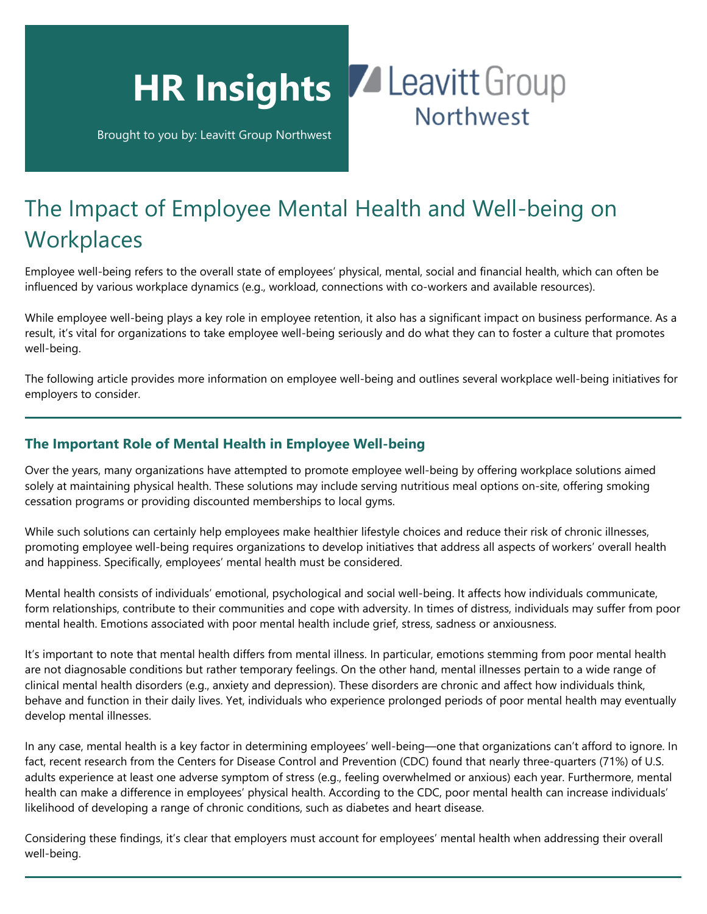# HR Insights

Brought to you by: Leavitt Group Northwest

Leavitt Group Northwest

## The Impact of Employee Mental Health and Well-being on Workplaces

Employee well-being refers to the overall state of employees' physical, mental, social and financial health, which can often be influenced by various workplace dynamics (e.g., workload, connections with co-workers and available resources).

While employee well-being plays a key role in employee retention, it also has a significant impact on business performance. As a result, it's vital for organizations to take employee well-being seriously and do what they can to foster a culture that promotes well-being.

The following article provides more information on employee well-being and outlines several workplace well-being initiatives for employers to consider.

### The Important Role of Mental Health in Employee Well-being

Over the years, many organizations have attempted to promote employee well-being by offering workplace solutions aimed solely at maintaining physical health. These solutions may include serving nutritious meal options on-site, offering smoking cessation programs or providing discounted memberships to local gyms.

While such solutions can certainly help employees make healthier lifestyle choices and reduce their risk of chronic illnesses, promoting employee well-being requires organizations to develop initiatives that address all aspects of workers' overall health and happiness. Specifically, employees' mental health must be considered.

Mental health consists of individuals' emotional, psychological and social well-being. It affects how individuals communicate, form relationships, contribute to their communities and cope with adversity. In times of distress, individuals may suffer from poor mental health. Emotions associated with poor mental health include grief, stress, sadness or anxiousness.

It's important to note that mental health differs from mental illness. In particular, emotions stemming from poor mental health are not diagnosable conditions but rather temporary feelings. On the other hand, mental illnesses pertain to a wide range of clinical mental health disorders (e.g., anxiety and depression). These disorders are chronic and affect how individuals think, behave and function in their daily lives. Yet, individuals who experience prolonged periods of poor mental health may eventually develop mental illnesses.

In any case, mental health is a key factor in determining employees' well-being—one that organizations can't afford to ignore. In fact, recent research from the Centers for Disease Control and Prevention (CDC) found that nearly three-quarters (71%) of U.S. adults experience at least one adverse symptom of stress (e.g., feeling overwhelmed or anxious) each year. Furthermore, mental health can make a difference in employees' physical health. According to the CDC, poor mental health can increase individuals' likelihood of developing a range of chronic conditions, such as diabetes and heart disease.

Considering these findings, it's clear that employers must account for employees' mental health when addressing their overall well-being.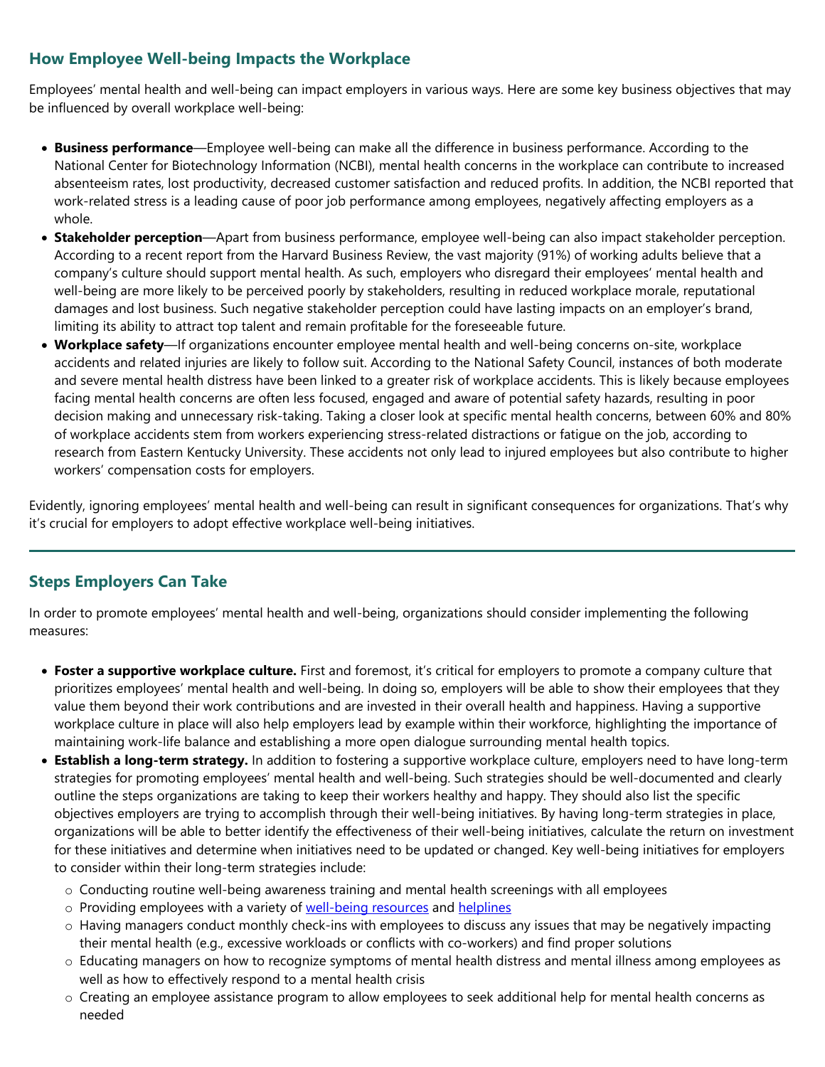## How Employee Well-being Impacts the Workplace

Employees' mental health and well-being can impact employers in various ways. Here are some key business objectives that may be influenced by overall workplace well-being:

- **Business performance**—Employee well-being can make all the difference in business performance. According to the National Center for Biotechnology Information (NCBI), mental health concerns in the workplace can contribute to increased absenteeism rates, lost productivity, decreased customer satisfaction and reduced profits. In addition, the NCBI reported that work-related stress is a leading cause of poor job performance among employees, negatively affecting employers as a whole.
- **Stakeholder perception**—Apart from business performance, employee well-being can also impact stakeholder perception. According to a recent report from the Harvard Business Review, the vast majority (91%) of working adults believe that a company's culture should support mental health. As such, employers who disregard their employees' mental health and well-being are more likely to be perceived poorly by stakeholders, resulting in reduced workplace morale, reputational damages and lost business. Such negative stakeholder perception could have lasting impacts on an employer's brand, limiting its ability to attract top talent and remain profitable for the foreseeable future.
- **Workplace safety**—If organizations encounter employee mental health and well-being concerns on-site, workplace accidents and related injuries are likely to follow suit. According to the National Safety Council, instances of both moderate and severe mental health distress have been linked to a greater risk of workplace accidents. This is likely because employees facing mental health concerns are often less focused, engaged and aware of potential safety hazards, resulting in poor decision making and unnecessary risk-taking. Taking a closer look at specific mental health concerns, between 60% and 80% of workplace accidents stem from workers experiencing stress-related distractions or fatigue on the job, according to research from Eastern Kentucky University. These accidents not only lead to injured employees but also contribute to higher workers' compensation costs for employers.

Evidently, ignoring employees' mental health and well-being can result in significant consequences for organizations. That's why it's crucial for employers to adopt effective workplace well-being initiatives.

---

## Steps Employers Can Take

In order to promote employees' mental health and well-being, organizations should consider implementing the following measures:

- **Foster a supportive workplace culture.** First and foremost, it's critical for employers to promote a company culture that prioritizes employees' mental health and well-being. In doing so, employers will be able to show their employees that they value them beyond their work contributions and are invested in their overall health and happiness. Having a supportive workplace culture in place will also help employers lead by example within their workforce, highlighting the importance of maintaining work-life balance and establishing a more open dialogue surrounding mental health topics.
- **Establish a long-term strategy.** In addition to fostering a supportive workplace culture, employers need to have long-term strategies for promoting employees' mental health and well-being. Such strategies should be well-documented and clearly outline the steps organizations are taking to keep their workers healthy and happy. They should also list the specific objectives employers are trying to accomplish through their well-being initiatives. By having long-term strategies in place, organizations will be able to better identify the effectiveness of their well-being initiatives, calculate the return on investment for these initiatives and determine when initiatives need to be updated or changed. Key well-being initiatives for employers to consider within their long-term strategies include:
  - Conducting routine well-being awareness training and mental health screenings with all employees
  - Providing employees with a variety of well-being resources and helplines
  - Having managers conduct monthly check-ins with employees to discuss any issues that may be negatively impacting their mental health (e.g., excessive workloads or conflicts with co-workers) and find proper solutions
  - Educating managers on how to recognize symptoms of mental health distress and mental illness among employees as well as how to effectively respond to a mental health crisis
  - Creating an employee assistance program to allow employees to seek additional help for mental health concerns as needed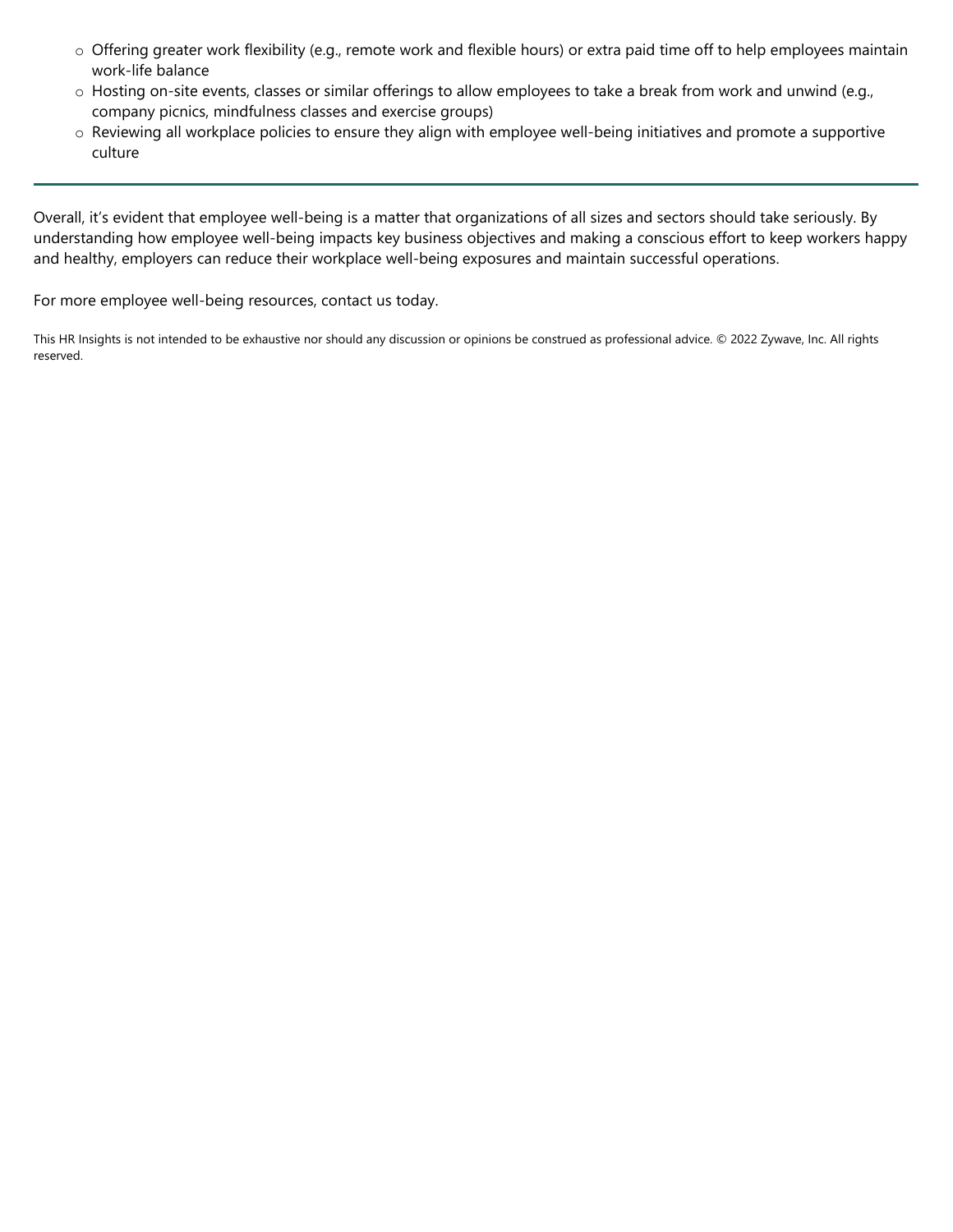- Offering greater work flexibility (e.g., remote work and flexible hours) or extra paid time off to help employees maintain work-life balance
- Hosting on-site events, classes or similar offerings to allow employees to take a break from work and unwind (e.g., company picnics, mindfulness classes and exercise groups)
- Reviewing all workplace policies to ensure they align with employee well-being initiatives and promote a supportive culture

---

Overall, it's evident that employee well-being is a matter that organizations of all sizes and sectors should take seriously. By understanding how employee well-being impacts key business objectives and making a conscious effort to keep workers happy and healthy, employers can reduce their workplace well-being exposures and maintain successful operations.

For more employee well-being resources, contact us today.

This HR Insights is not intended to be exhaustive nor should any discussion or opinions be construed as professional advice. © 2022 Zywave, Inc. All rights reserved.